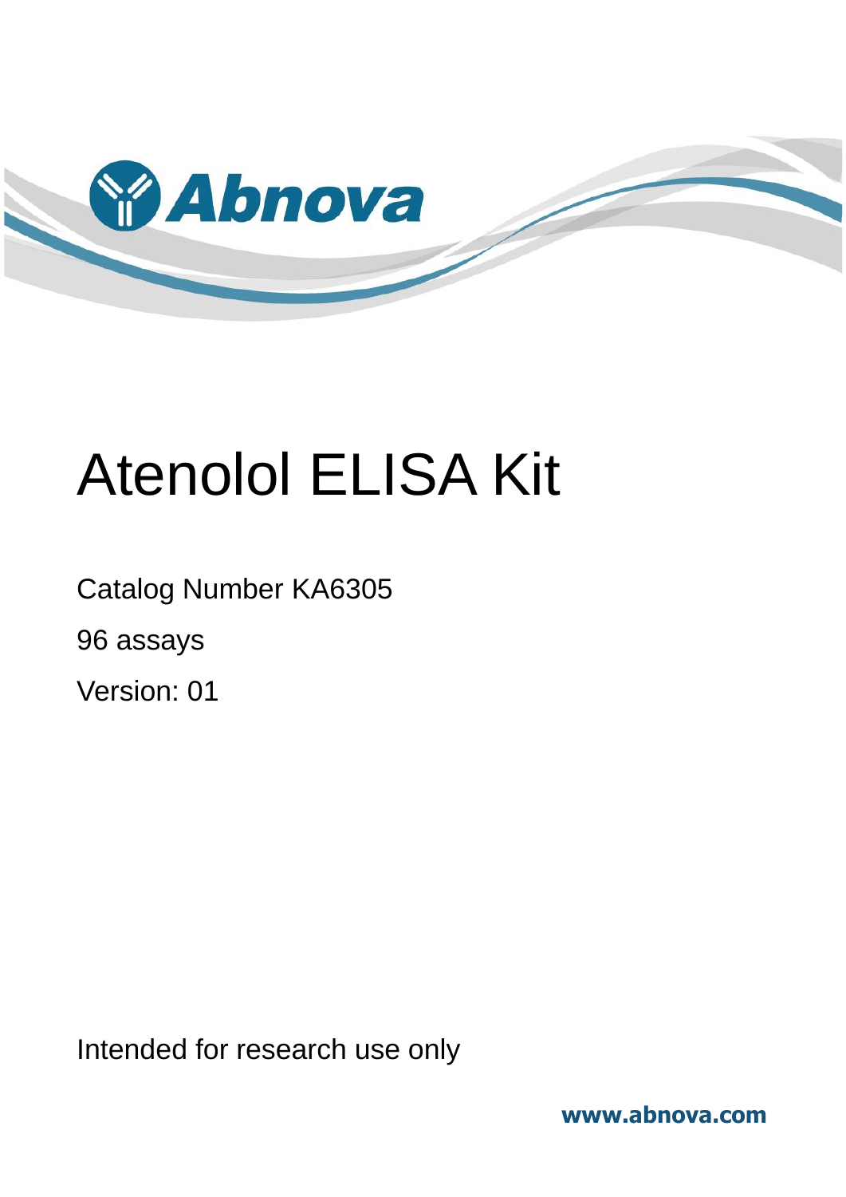Abnova

# Atenolol ELISA Kit

Catalog Number KA6305

96 assays

Version: 01

Intended for research use only

www.abnova.com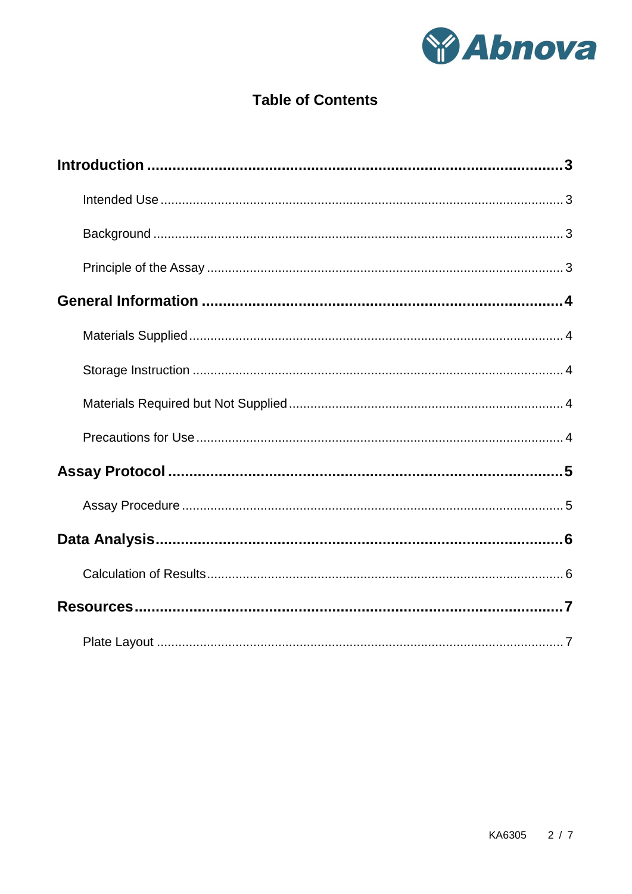# Table of Contents

**Introduction** ........................................................................................ **3**

- Intended Use ........................................................................................ 3
- Background ........................................................................................ 3
- Principle of the Assay ........................................................................................ 3

**General Information** ........................................................................................ **4**

- Materials Supplied ........................................................................................ 4
- Storage Instruction ........................................................................................ 4
- Materials Required but Not Supplied ........................................................................................ 4
- Precautions for Use ........................................................................................ 4

**Assay Protocol** ........................................................................................ **5**

- Assay Procedure ........................................................................................ 5

**Data Analysis** ........................................................................................ **6**

- Calculation of Results ........................................................................................ 6

**Resources** ........................................................................................ **7**

- Plate Layout ........................................................................................ 7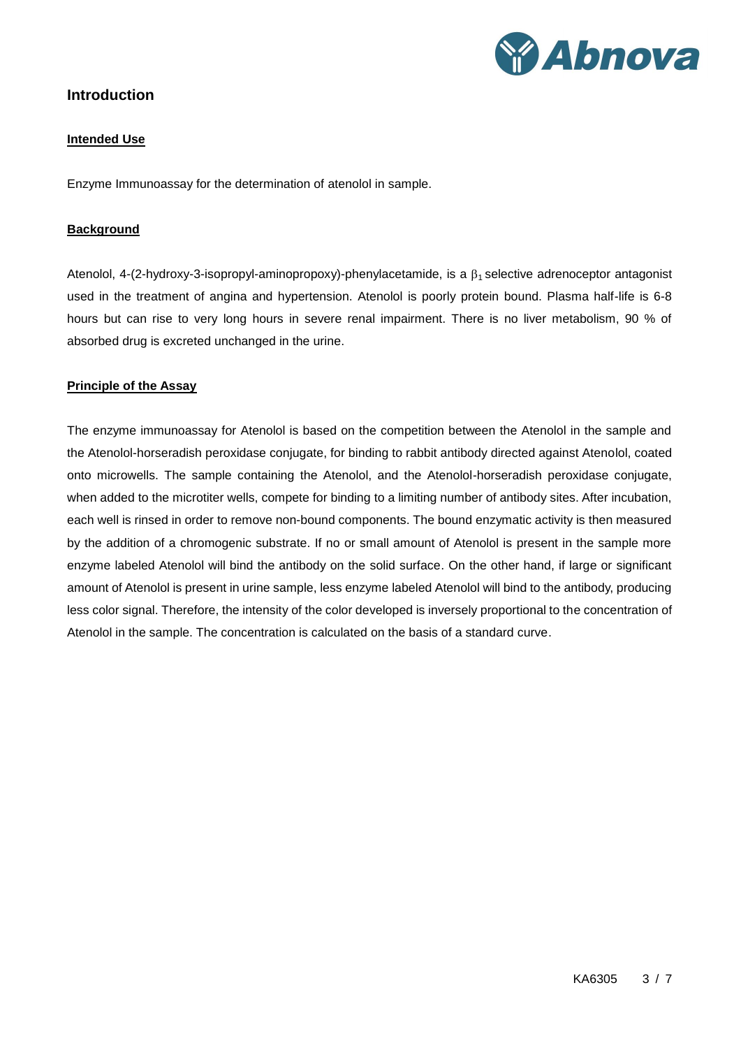## Introduction

### Intended Use

Enzyme Immunoassay for the determination of atenolol in sample.

### Background

Atenolol, 4-(2-hydroxy-3-isopropyl-aminopropoxy)-phenylacetamide, is a $\beta_1$ selective adrenoceptor antagonist used in the treatment of angina and hypertension. Atenolol is poorly protein bound. Plasma half-life is 6-8 hours but can rise to very long hours in severe renal impairment. There is no liver metabolism, 90 % of absorbed drug is excreted unchanged in the urine.

### Principle of the Assay

The enzyme immunoassay for Atenolol is based on the competition between the Atenolol in the sample and the Atenolol-horseradish peroxidase conjugate, for binding to rabbit antibody directed against Atenolol, coated onto microwells. The sample containing the Atenolol, and the Atenolol-horseradish peroxidase conjugate, when added to the microtiter wells, compete for binding to a limiting number of antibody sites. After incubation, each well is rinsed in order to remove non-bound components. The bound enzymatic activity is then measured by the addition of a chromogenic substrate. If no or small amount of Atenolol is present in the sample more enzyme labeled Atenolol will bind the antibody on the solid surface. On the other hand, if large or significant amount of Atenolol is present in urine sample, less enzyme labeled Atenolol will bind to the antibody, producing less color signal. Therefore, the intensity of the color developed is inversely proportional to the concentration of Atenolol in the sample. The concentration is calculated on the basis of a standard curve.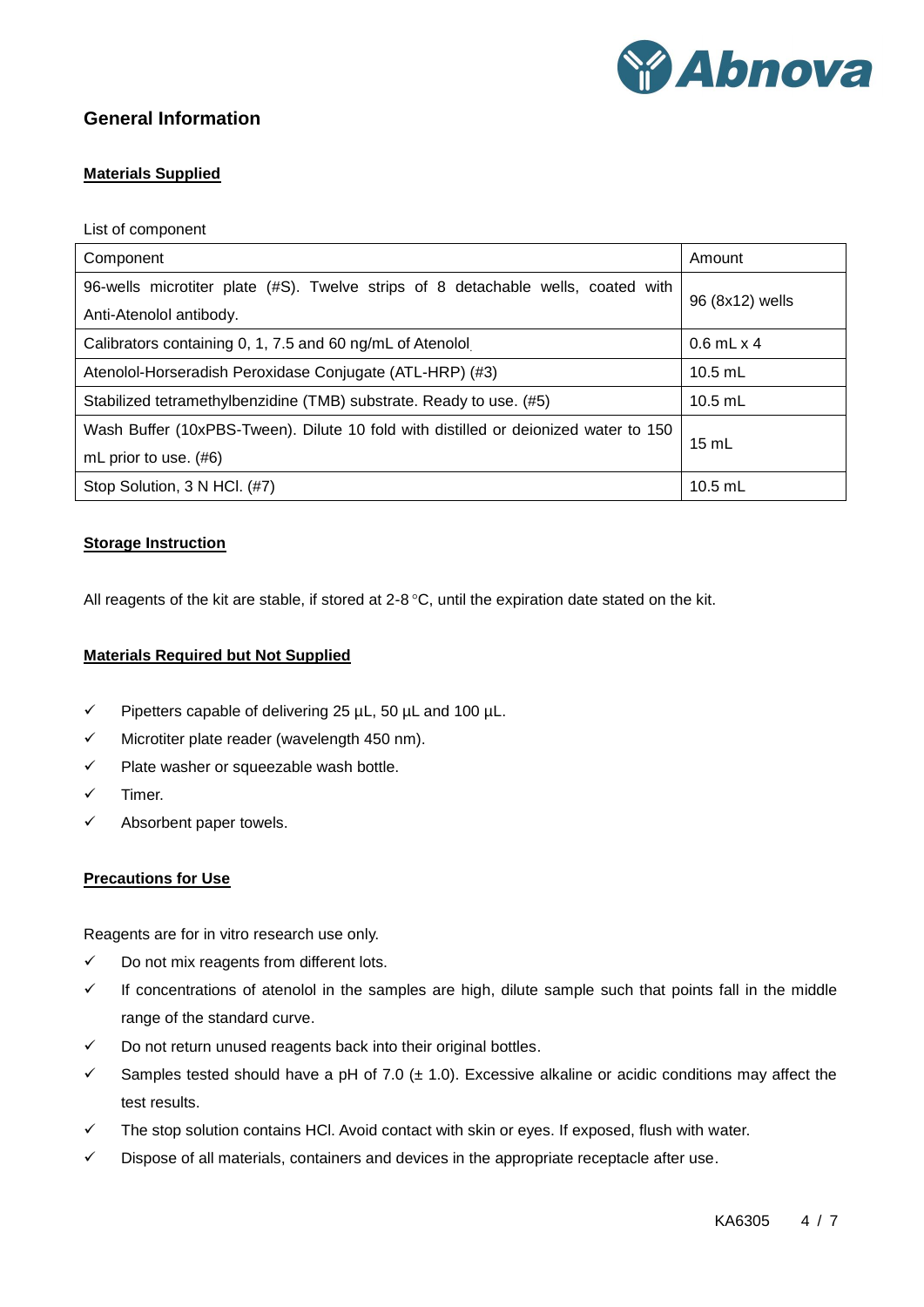## General Information

### Materials Supplied

List of component

| Component | Amount |
|---|---|
| 96-wells microtiter plate (#S). Twelve strips of 8 detachable wells, coated with Anti-Atenolol antibody. | 96 (8x12) wells |
| Calibrators containing 0, 1, 7.5 and 60 ng/mL of Atenolol | 0.6 mL x 4 |
| Atenolol-Horseradish Peroxidase Conjugate (ATL-HRP) (#3) | 10.5 mL |
| Stabilized tetramethylbenzidine (TMB) substrate. Ready to use. (#5) | 10.5 mL |
| Wash Buffer (10xPBS-Tween). Dilute 10 fold with distilled or deionized water to 150 mL prior to use. (#6) | 15 mL |
| Stop Solution, 3 N HCl. (#7) | 10.5 mL |

### Storage Instruction

All reagents of the kit are stable, if stored at 2-8 °C, until the expiration date stated on the kit.

### Materials Required but Not Supplied

- ✓ Pipetters capable of delivering 25 µL, 50 µL and 100 µL.
- ✓ Microtiter plate reader (wavelength 450 nm).
- ✓ Plate washer or squeezable wash bottle.
- ✓ Timer.
- ✓ Absorbent paper towels.

### Precautions for Use

Reagents are for in vitro research use only.

- ✓ Do not mix reagents from different lots.
- ✓ If concentrations of atenolol in the samples are high, dilute sample such that points fall in the middle range of the standard curve.
- ✓ Do not return unused reagents back into their original bottles.
- ✓ Samples tested should have a pH of 7.0 (± 1.0). Excessive alkaline or acidic conditions may affect the test results.
- ✓ The stop solution contains HCl. Avoid contact with skin or eyes. If exposed, flush with water.
- ✓ Dispose of all materials, containers and devices in the appropriate receptacle after use.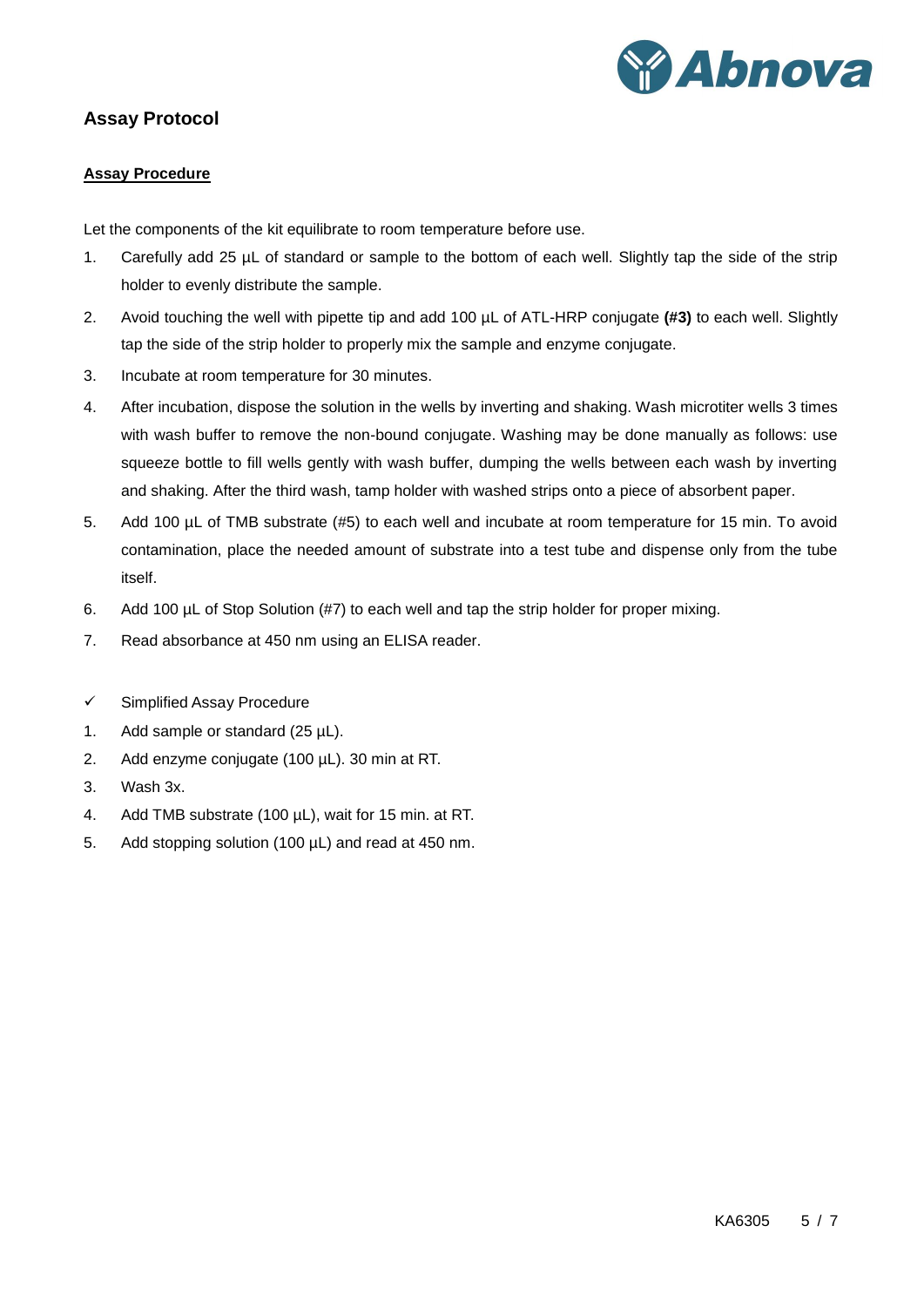## Assay Protocol

### Assay Procedure

Let the components of the kit equilibrate to room temperature before use.

1. Carefully add 25 µL of standard or sample to the bottom of each well. Slightly tap the side of the strip holder to evenly distribute the sample.
2. Avoid touching the well with pipette tip and add 100 µL of ATL-HRP conjugate **(#3)** to each well. Slightly tap the side of the strip holder to properly mix the sample and enzyme conjugate.
3. Incubate at room temperature for 30 minutes.
4. After incubation, dispose the solution in the wells by inverting and shaking. Wash microtiter wells 3 times with wash buffer to remove the non-bound conjugate. Washing may be done manually as follows: use squeeze bottle to fill wells gently with wash buffer, dumping the wells between each wash by inverting and shaking. After the third wash, tamp holder with washed strips onto a piece of absorbent paper.
5. Add 100 µL of TMB substrate (#5) to each well and incubate at room temperature for 15 min. To avoid contamination, place the needed amount of substrate into a test tube and dispense only from the tube itself.
6. Add 100 µL of Stop Solution (#7) to each well and tap the strip holder for proper mixing.
7. Read absorbance at 450 nm using an ELISA reader.

✓ Simplified Assay Procedure

1. Add sample or standard (25 µL).
2. Add enzyme conjugate (100 µL). 30 min at RT.
3. Wash 3x.
4. Add TMB substrate (100 µL), wait for 15 min. at RT.
5. Add stopping solution (100 µL) and read at 450 nm.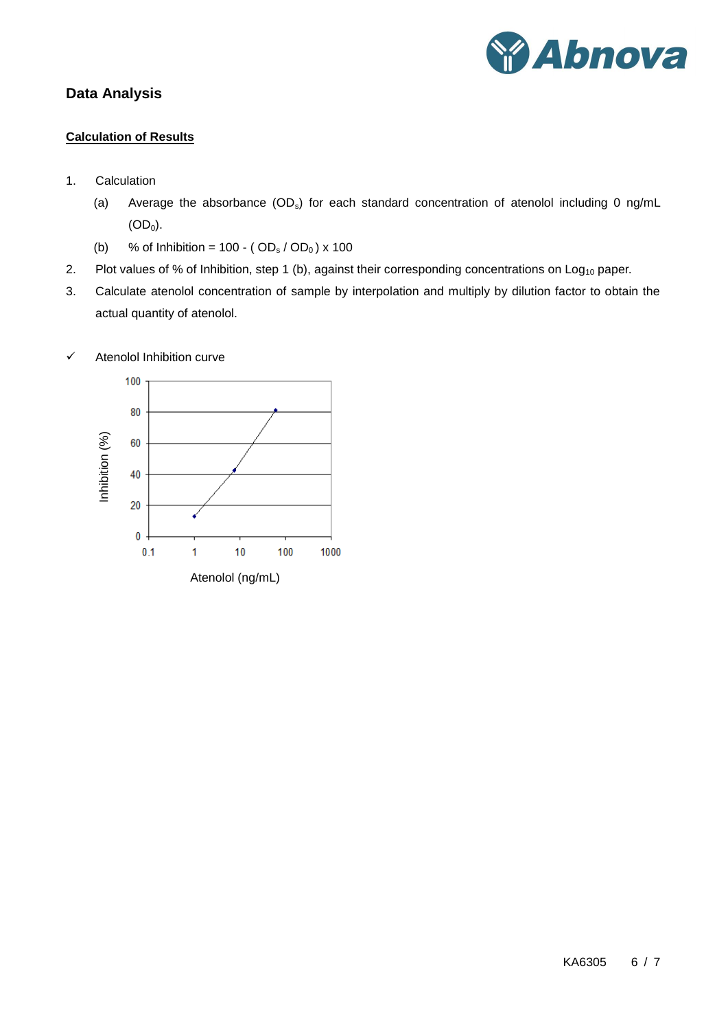## Data Analysis

### Calculation of Results

1. Calculation

   (a) Average the absorbance ($OD_s$) for each standard concentration of atenolol including 0 ng/mL ($OD_0$).

   (b) % of Inhibition = 100 - ( $OD_s$ / $OD_0$ ) x 100

2. Plot values of % of Inhibition, step 1 (b), against their corresponding concentrations on $Log_{10}$ paper.

3. Calculate atenolol concentration of sample by interpolation and multiply by dilution factor to obtain the actual quantity of atenolol.

✓ Atenolol Inhibition curve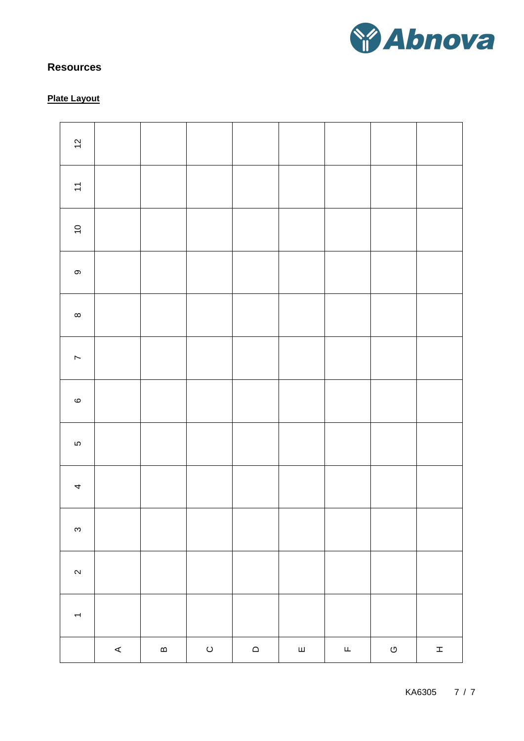## Resources

**Plate Layout**

| | 1 | 2 | 3 | 4 | 5 | 6 | 7 | 8 | 9 | 10 | 11 | 12 |
|---|---|---|---|---|---|---|---|---|---|---|---|---|
| A | | | | | | | | | | | | |
| B | | | | | | | | | | | | |
| C | | | | | | | | | | | | |
| D | | | | | | | | | | | | |
| E | | | | | | | | | | | | |
| F | | | | | | | | | | | | |
| G | | | | | | | | | | | | |
| H | | | | | | | | | | | | |